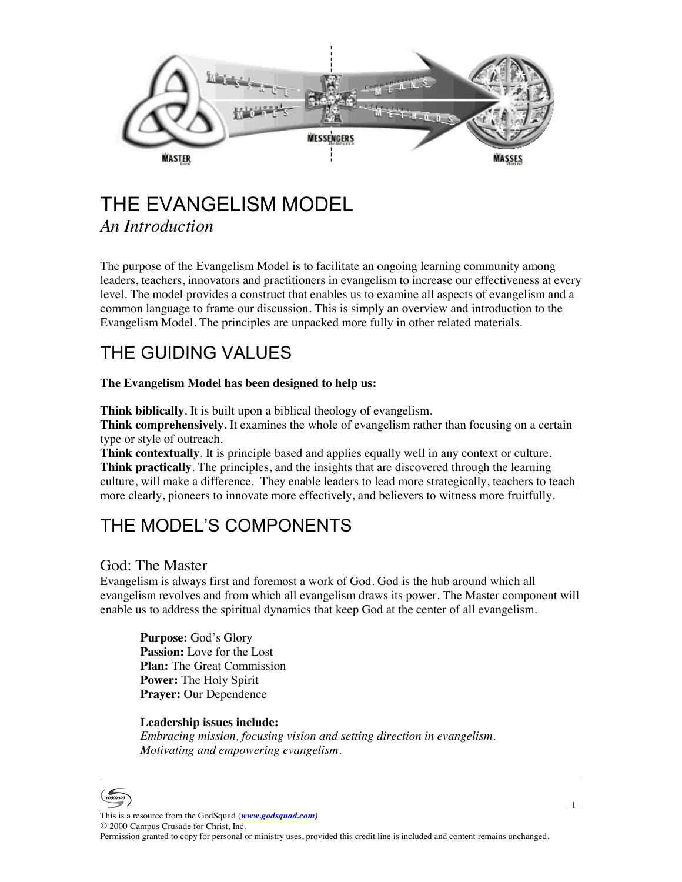# THE EVANGELISM MODEL

*An Introduction*

The purpose of the Evangelism Model is to facilitate an ongoing learning community among leaders, teachers, innovators and practitioners in evangelism to increase our effectiveness at every level. The model provides a construct that enables us to examine all aspects of evangelism and a common language to frame our discussion. This is simply an overview and introduction to the Evangelism Model. The principles are unpacked more fully in other related materials.

## THE GUIDING VALUES

**The Evangelism Model has been designed to help us:**

**Think biblically**. It is built upon a biblical theology of evangelism.
**Think comprehensively**. It examines the whole of evangelism rather than focusing on a certain type or style of outreach.
**Think contextually**. It is principle based and applies equally well in any context or culture.
**Think practically**. The principles, and the insights that are discovered through the learning culture, will make a difference. They enable leaders to lead more strategically, teachers to teach more clearly, pioneers to innovate more effectively, and believers to witness more fruitfully.

## THE MODEL'S COMPONENTS

### God: The Master

Evangelism is always first and foremost a work of God. God is the hub around which all evangelism revolves and from which all evangelism draws its power. The Master component will enable us to address the spiritual dynamics that keep God at the center of all evangelism.

**Purpose:** God's Glory
**Passion:** Love for the Lost
**Plan:** The Great Commission
**Power:** The Holy Spirit
**Prayer:** Our Dependence

**Leadership issues include:**
*Embracing mission, focusing vision and setting direction in evangelism.*
*Motivating and empowering evangelism.*

This is a resource from the GodSquad (*www.godsquad.com*)
© 2000 Campus Crusade for Christ, Inc.
Permission granted to copy for personal or ministry uses, provided this credit line is included and content remains unchanged.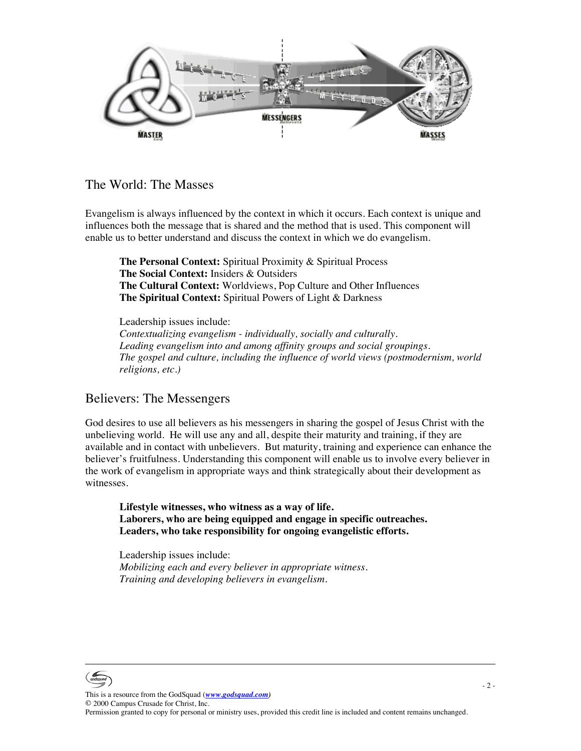## The World: The Masses

Evangelism is always influenced by the context in which it occurs. Each context is unique and influences both the message that is shared and the method that is used. This component will enable us to better understand and discuss the context in which we do evangelism.

**The Personal Context:** Spiritual Proximity & Spiritual Process
**The Social Context:** Insiders & Outsiders
**The Cultural Context:** Worldviews, Pop Culture and Other Influences
**The Spiritual Context:** Spiritual Powers of Light & Darkness

Leadership issues include:
*Contextualizing evangelism - individually, socially and culturally.*
*Leading evangelism into and among affinity groups and social groupings.*
*The gospel and culture, including the influence of world views (postmodernism, world religions, etc.)*

## Believers: The Messengers

God desires to use all believers as his messengers in sharing the gospel of Jesus Christ with the unbelieving world. He will use any and all, despite their maturity and training, if they are available and in contact with unbelievers. But maturity, training and experience can enhance the believer's fruitfulness. Understanding this component will enable us to involve every believer in the work of evangelism in appropriate ways and think strategically about their development as witnesses.

**Lifestyle witnesses, who witness as a way of life.**
**Laborers, who are being equipped and engage in specific outreaches.**
**Leaders, who take responsibility for ongoing evangelistic efforts.**

Leadership issues include:
*Mobilizing each and every believer in appropriate witness.*
*Training and developing believers in evangelism.*

This is a resource from the GodSquad (*www.godsquad.com*)
© 2000 Campus Crusade for Christ, Inc.
Permission granted to copy for personal or ministry uses, provided this credit line is included and content remains unchanged.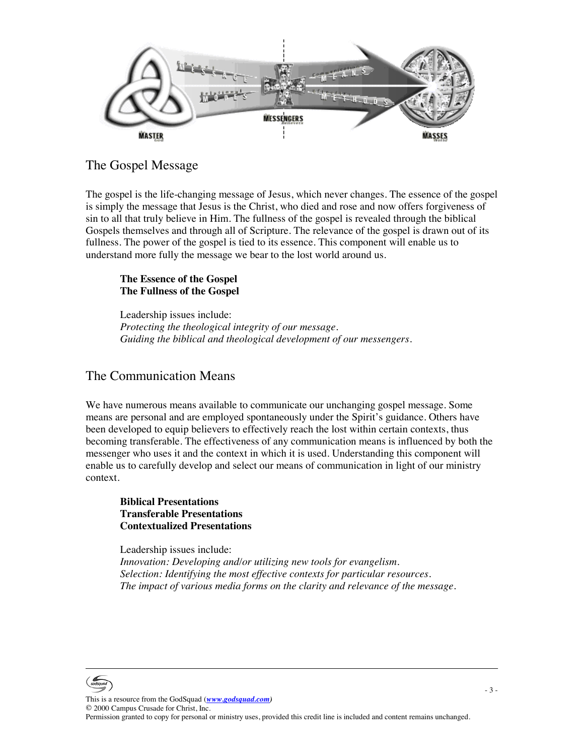## The Gospel Message

The gospel is the life-changing message of Jesus, which never changes. The essence of the gospel is simply the message that Jesus is the Christ, who died and rose and now offers forgiveness of sin to all that truly believe in Him. The fullness of the gospel is revealed through the biblical Gospels themselves and through all of Scripture. The relevance of the gospel is drawn out of its fullness. The power of the gospel is tied to its essence. This component will enable us to understand more fully the message we bear to the lost world around us.

**The Essence of the Gospel**
**The Fullness of the Gospel**

Leadership issues include:
*Protecting the theological integrity of our message.*
*Guiding the biblical and theological development of our messengers.*

## The Communication Means

We have numerous means available to communicate our unchanging gospel message. Some means are personal and are employed spontaneously under the Spirit's guidance. Others have been developed to equip believers to effectively reach the lost within certain contexts, thus becoming transferable. The effectiveness of any communication means is influenced by both the messenger who uses it and the context in which it is used. Understanding this component will enable us to carefully develop and select our means of communication in light of our ministry context.

**Biblical Presentations**
**Transferable Presentations**
**Contextualized Presentations**

Leadership issues include:
*Innovation: Developing and/or utilizing new tools for evangelism.*
*Selection: Identifying the most effective contexts for particular resources.*
*The impact of various media forms on the clarity and relevance of the message.*

This is a resource from the GodSquad (www.godsquad.com)
© 2000 Campus Crusade for Christ, Inc.
Permission granted to copy for personal or ministry uses, provided this credit line is included and content remains unchanged.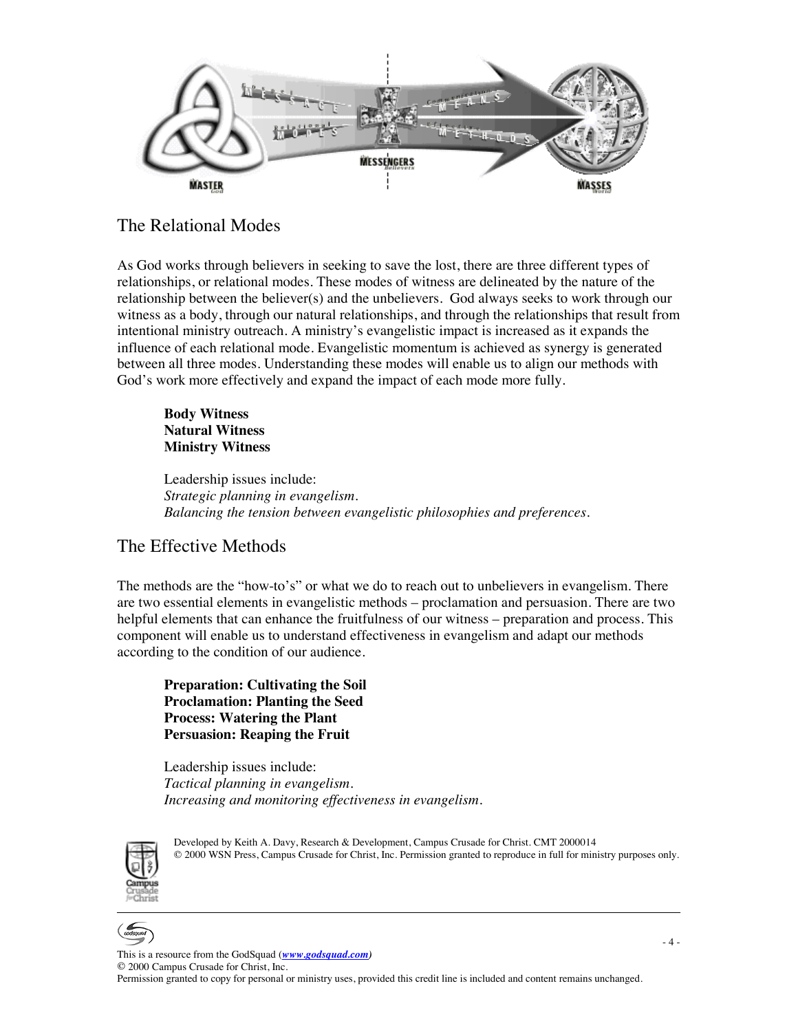## The Relational Modes

As God works through believers in seeking to save the lost, there are three different types of relationships, or relational modes. These modes of witness are delineated by the nature of the relationship between the believer(s) and the unbelievers. God always seeks to work through our witness as a body, through our natural relationships, and through the relationships that result from intentional ministry outreach. A ministry's evangelistic impact is increased as it expands the influence of each relational mode. Evangelistic momentum is achieved as synergy is generated between all three modes. Understanding these modes will enable us to align our methods with God's work more effectively and expand the impact of each mode more fully.

**Body Witness**
**Natural Witness**
**Ministry Witness**

Leadership issues include:
*Strategic planning in evangelism.*
*Balancing the tension between evangelistic philosophies and preferences.*

## The Effective Methods

The methods are the "how-to's" or what we do to reach out to unbelievers in evangelism. There are two essential elements in evangelistic methods – proclamation and persuasion. There are two helpful elements that can enhance the fruitfulness of our witness – preparation and process. This component will enable us to understand effectiveness in evangelism and adapt our methods according to the condition of our audience.

**Preparation: Cultivating the Soil**
**Proclamation: Planting the Seed**
**Process: Watering the Plant**
**Persuasion: Reaping the Fruit**

Leadership issues include:
*Tactical planning in evangelism.*
*Increasing and monitoring effectiveness in evangelism.*

Developed by Keith A. Davy, Research & Development, Campus Crusade for Christ. CMT 2000014
© 2000 WSN Press, Campus Crusade for Christ, Inc. Permission granted to reproduce in full for ministry purposes only.

This is a resource from the GodSquad (*www.godsquad.com*)
© 2000 Campus Crusade for Christ, Inc.
Permission granted to copy for personal or ministry uses, provided this credit line is included and content remains unchanged.